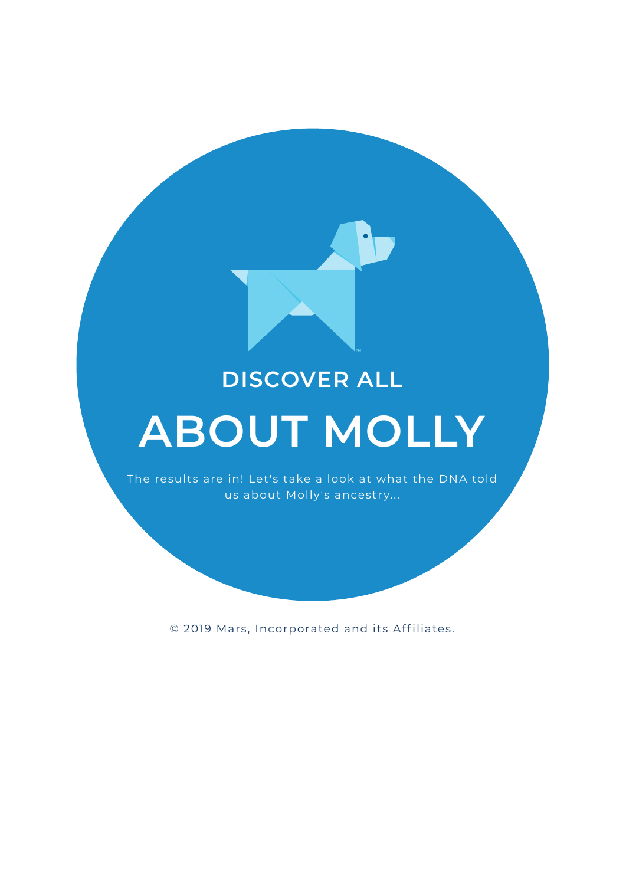## DISCOVER ALL

# ABOUT MOLLY

The results are in! Let's take a look at what the DNA told us about Molly's ancestry...

© 2019 Mars, Incorporated and its Affiliates.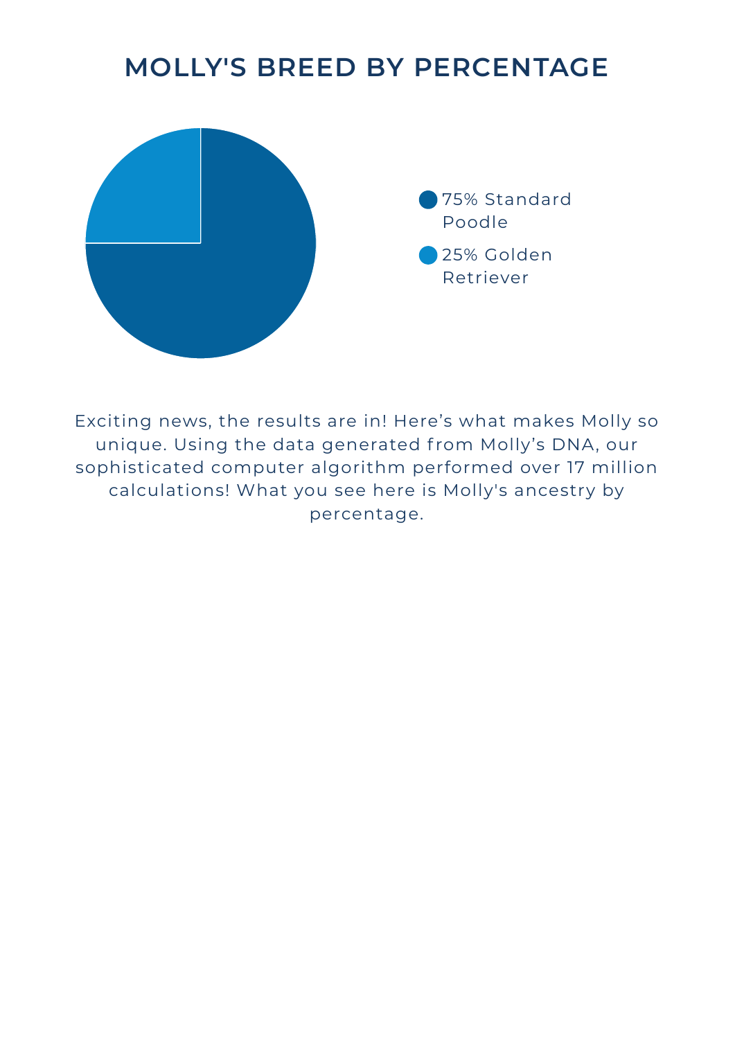# MOLLY'S BREED BY PERCENTAGE

- 75% Standard Poodle
- 25% Golden Retriever

Exciting news, the results are in! Here’s what makes Molly so unique. Using the data generated from Molly’s DNA, our sophisticated computer algorithm performed over 17 million calculations! What you see here is Molly's ancestry by percentage.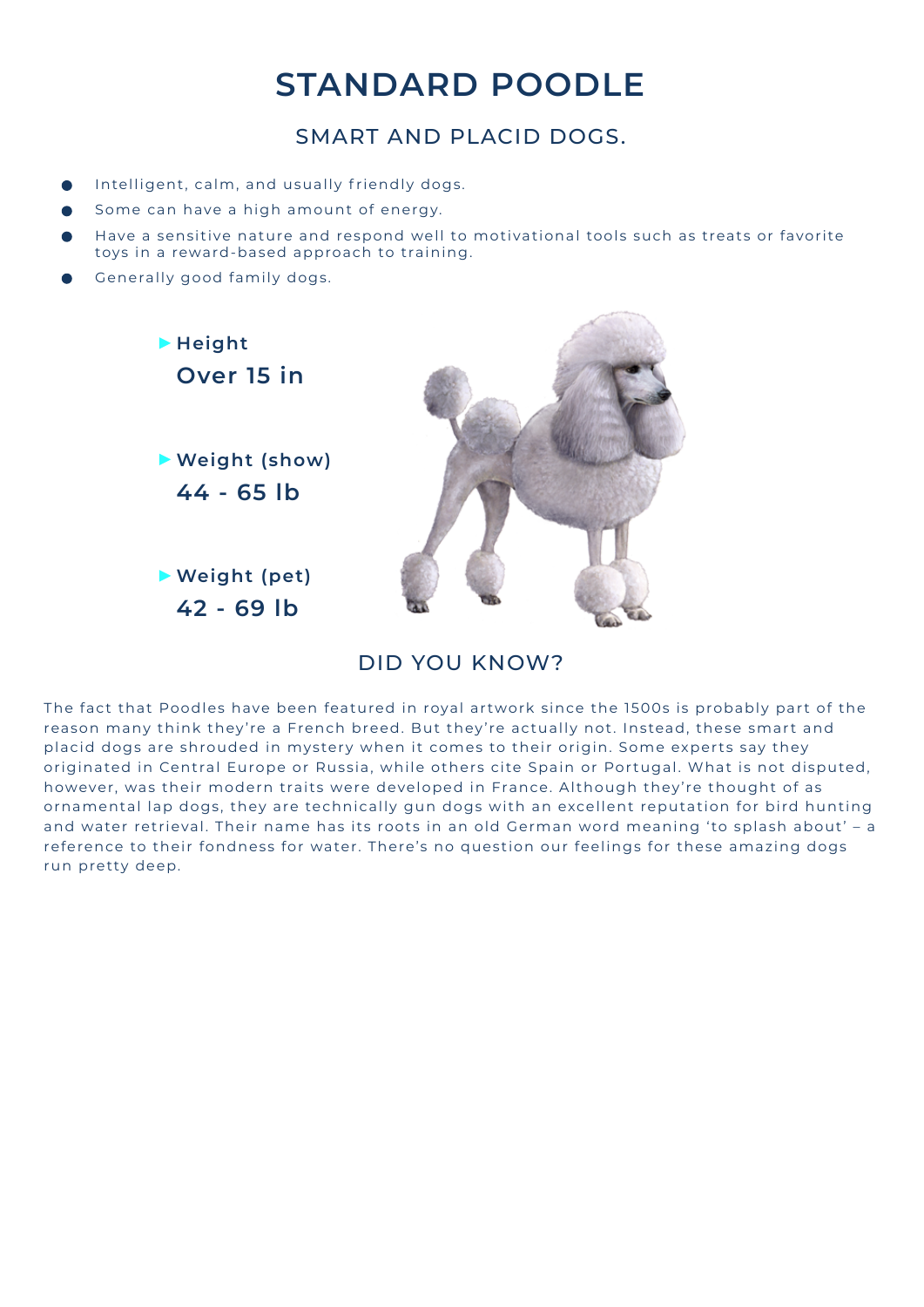# STANDARD POODLE

## SMART AND PLACID DOGS.

- Intelligent, calm, and usually friendly dogs.
- Some can have a high amount of energy.
- Have a sensitive nature and respond well to motivational tools such as treats or favorite toys in a reward-based approach to training.
- Generally good family dogs.

▶ **Height**
**Over 15 in**

▶ **Weight (show)**
**44 - 65 lb**

▶ **Weight (pet)**
**42 - 69 lb**

## DID YOU KNOW?

The fact that Poodles have been featured in royal artwork since the 1500s is probably part of the reason many think they're a French breed. But they're actually not. Instead, these smart and placid dogs are shrouded in mystery when it comes to their origin. Some experts say they originated in Central Europe or Russia, while others cite Spain or Portugal. What is not disputed, however, was their modern traits were developed in France. Although they're thought of as ornamental lap dogs, they are technically gun dogs with an excellent reputation for bird hunting and water retrieval. Their name has its roots in an old German word meaning 'to splash about' – a reference to their fondness for water. There's no question our feelings for these amazing dogs run pretty deep.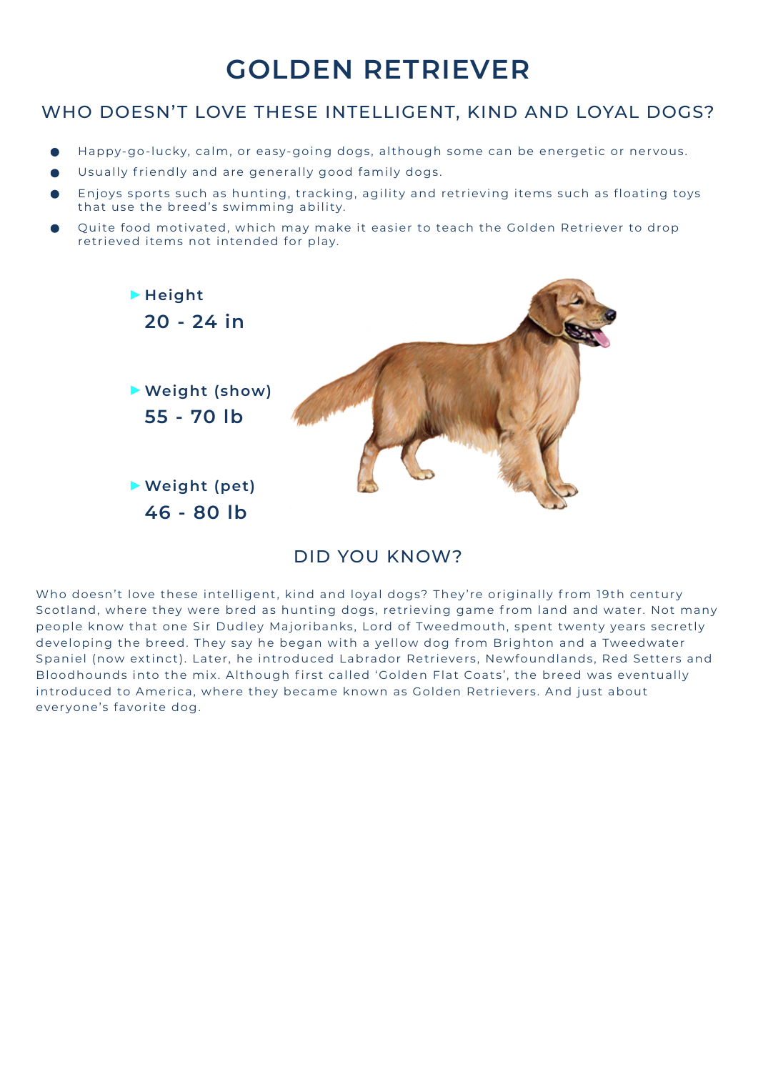# GOLDEN RETRIEVER

## WHO DOESN'T LOVE THESE INTELLIGENT, KIND AND LOYAL DOGS?

- Happy-go-lucky, calm, or easy-going dogs, although some can be energetic or nervous.
- Usually friendly and are generally good family dogs.
- Enjoys sports such as hunting, tracking, agility and retrieving items such as floating toys that use the breed's swimming ability.
- Quite food motivated, which may make it easier to teach the Golden Retriever to drop retrieved items not intended for play.

▶ **Height**
**20 - 24 in**

▶ **Weight (show)**
**55 - 70 lb**

▶ **Weight (pet)**
**46 - 80 lb**

## DID YOU KNOW?

Who doesn't love these intelligent, kind and loyal dogs? They're originally from 19th century Scotland, where they were bred as hunting dogs, retrieving game from land and water. Not many people know that one Sir Dudley Majoribanks, Lord of Tweedmouth, spent twenty years secretly developing the breed. They say he began with a yellow dog from Brighton and a Tweedwater Spaniel (now extinct). Later, he introduced Labrador Retrievers, Newfoundlands, Red Setters and Bloodhounds into the mix. Although first called 'Golden Flat Coats', the breed was eventually introduced to America, where they became known as Golden Retrievers. And just about everyone's favorite dog.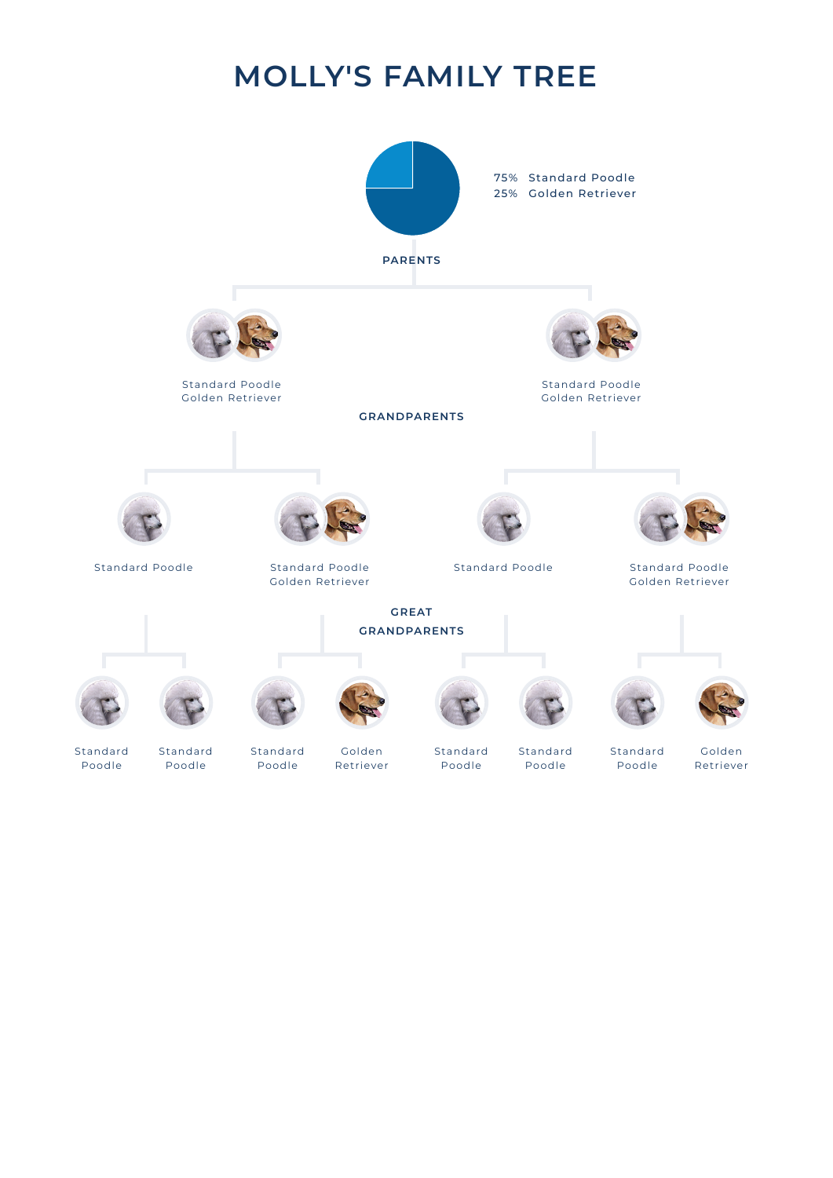# MOLLY'S FAMILY TREE

75% Standard Poodle
25% Golden Retriever

**PARENTS**

Standard Poodle
Golden Retriever

Standard Poodle
Golden Retriever

**GRANDPARENTS**

Standard Poodle

Standard Poodle
Golden Retriever

Standard Poodle

Standard Poodle
Golden Retriever

**GREAT GRANDPARENTS**

Standard Poodle

Standard Poodle

Standard Poodle

Golden Retriever

Standard Poodle

Standard Poodle

Standard Poodle

Golden Retriever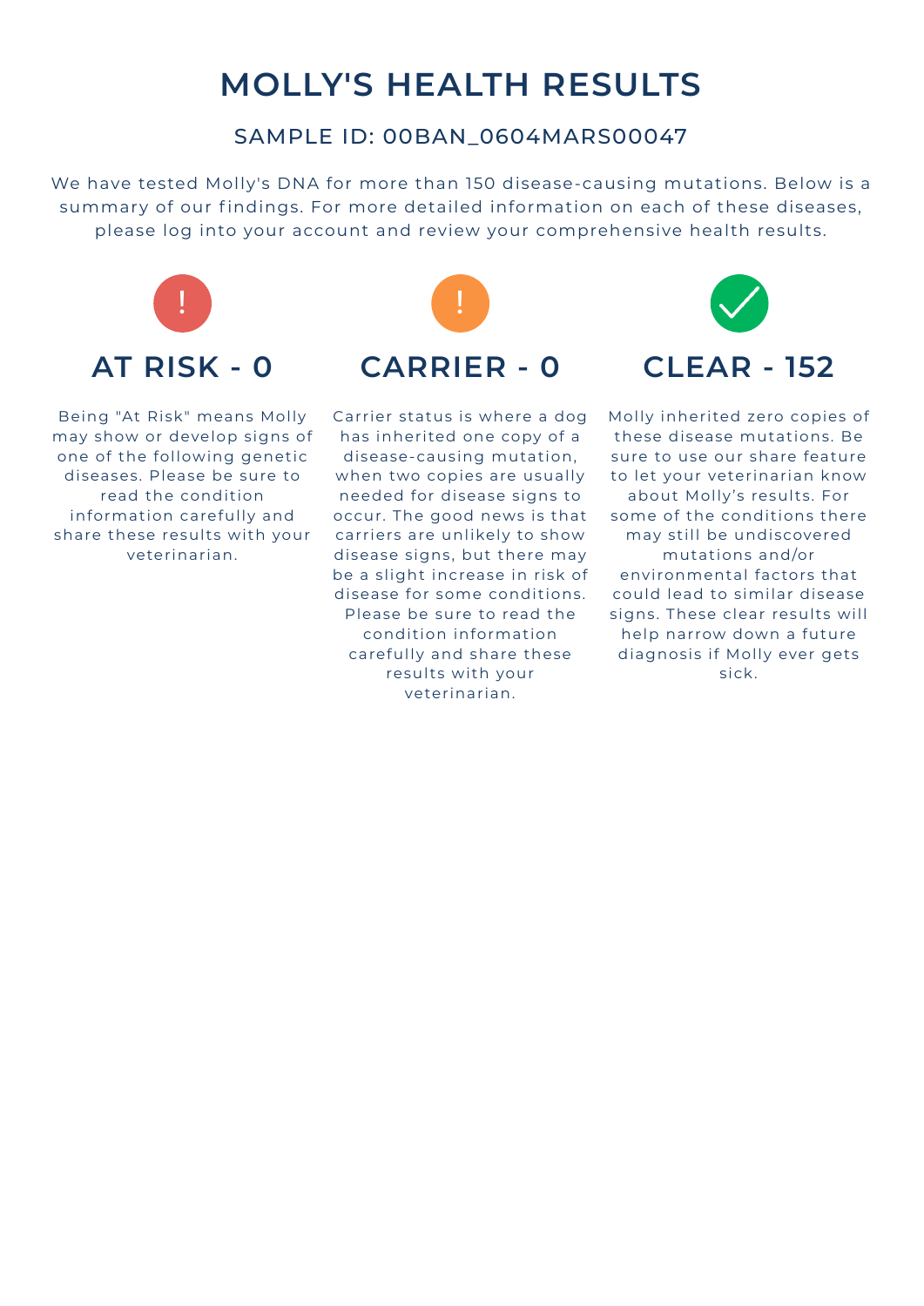# MOLLY'S HEALTH RESULTS

## SAMPLE ID: 00BAN_0604MARS00047

We have tested Molly's DNA for more than 150 disease-causing mutations. Below is a summary of our findings. For more detailed information on each of these diseases, please log into your account and review your comprehensive health results.

### AT RISK - 0

Being "At Risk" means Molly may show or develop signs of one of the following genetic diseases. Please be sure to read the condition information carefully and share these results with your veterinarian.

### CARRIER - 0

Carrier status is where a dog has inherited one copy of a disease-causing mutation, when two copies are usually needed for disease signs to occur. The good news is that carriers are unlikely to show disease signs, but there may be a slight increase in risk of disease for some conditions. Please be sure to read the condition information carefully and share these results with your veterinarian.

### CLEAR - 152

Molly inherited zero copies of these disease mutations. Be sure to use our share feature to let your veterinarian know about Molly's results. For some of the conditions there may still be undiscovered mutations and/or environmental factors that could lead to similar disease signs. These clear results will help narrow down a future diagnosis if Molly ever gets sick.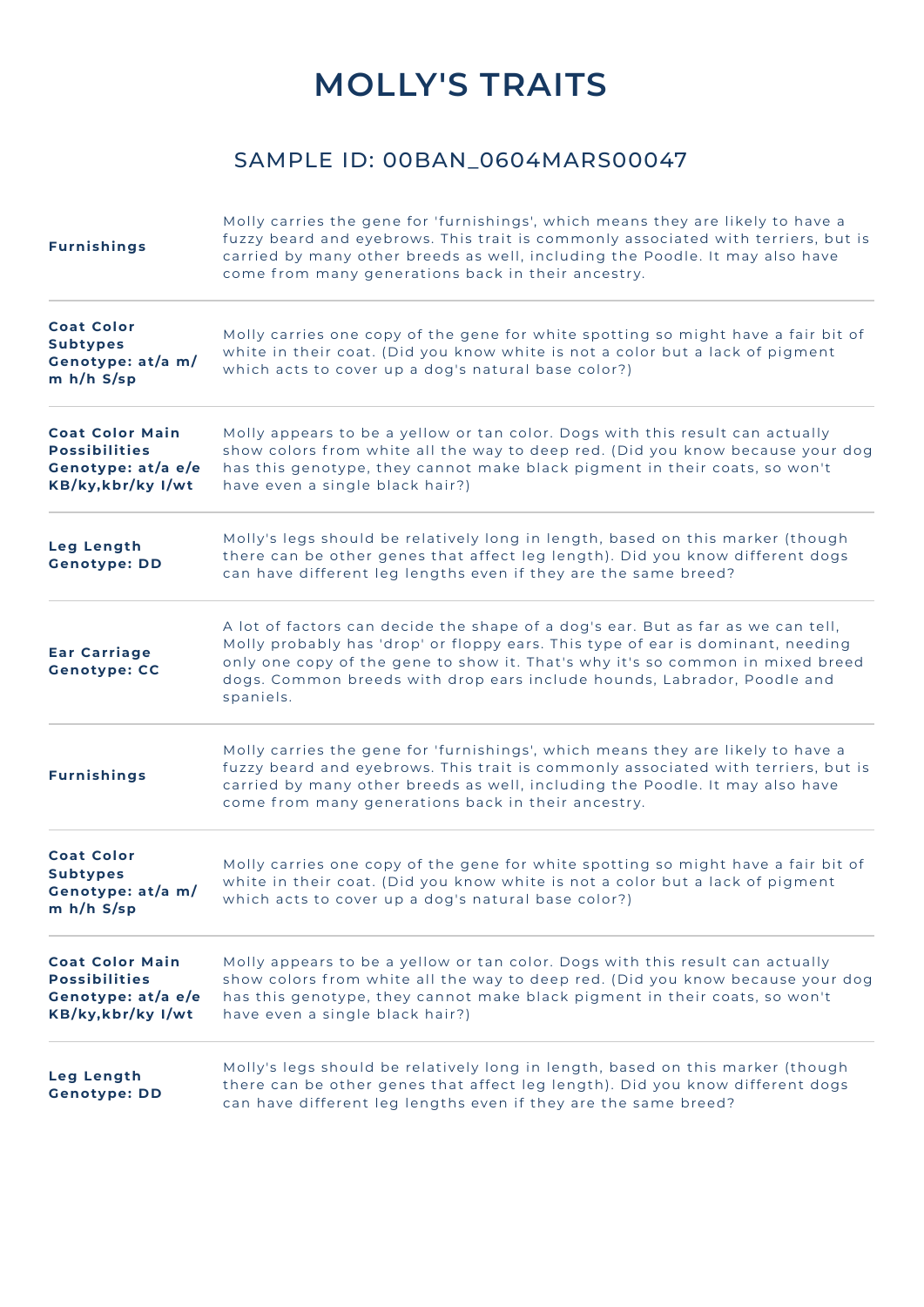# MOLLY'S TRAITS

## SAMPLE ID: 00BAN_0604MARS00047

| Trait | Description |
|---|---|
| **Furnishings** | Molly carries the gene for 'furnishings', which means they are likely to have a fuzzy beard and eyebrows. This trait is commonly associated with terriers, but is carried by many other breeds as well, including the Poodle. It may also have come from many generations back in their ancestry. |
| **Coat Color Subtypes Genotype: at/a m/m h/h S/sp** | Molly carries one copy of the gene for white spotting so might have a fair bit of white in their coat. (Did you know white is not a color but a lack of pigment which acts to cover up a dog's natural base color?) |
| **Coat Color Main Possibilities Genotype: at/a e/e KB/ky,kbr/ky I/wt** | Molly appears to be a yellow or tan color. Dogs with this result can actually show colors from white all the way to deep red. (Did you know because your dog has this genotype, they cannot make black pigment in their coats, so won't have even a single black hair?) |
| **Leg Length Genotype: DD** | Molly's legs should be relatively long in length, based on this marker (though there can be other genes that affect leg length). Did you know different dogs can have different leg lengths even if they are the same breed? |
| **Ear Carriage Genotype: CC** | A lot of factors can decide the shape of a dog's ear. But as far as we can tell, Molly probably has 'drop' or floppy ears. This type of ear is dominant, needing only one copy of the gene to show it. That's why it's so common in mixed breed dogs. Common breeds with drop ears include hounds, Labrador, Poodle and spaniels. |
| **Furnishings** | Molly carries the gene for 'furnishings', which means they are likely to have a fuzzy beard and eyebrows. This trait is commonly associated with terriers, but is carried by many other breeds as well, including the Poodle. It may also have come from many generations back in their ancestry. |
| **Coat Color Subtypes Genotype: at/a m/m h/h S/sp** | Molly carries one copy of the gene for white spotting so might have a fair bit of white in their coat. (Did you know white is not a color but a lack of pigment which acts to cover up a dog's natural base color?) |
| **Coat Color Main Possibilities Genotype: at/a e/e KB/ky,kbr/ky I/wt** | Molly appears to be a yellow or tan color. Dogs with this result can actually show colors from white all the way to deep red. (Did you know because your dog has this genotype, they cannot make black pigment in their coats, so won't have even a single black hair?) |
| **Leg Length Genotype: DD** | Molly's legs should be relatively long in length, based on this marker (though there can be other genes that affect leg length). Did you know different dogs can have different leg lengths even if they are the same breed? |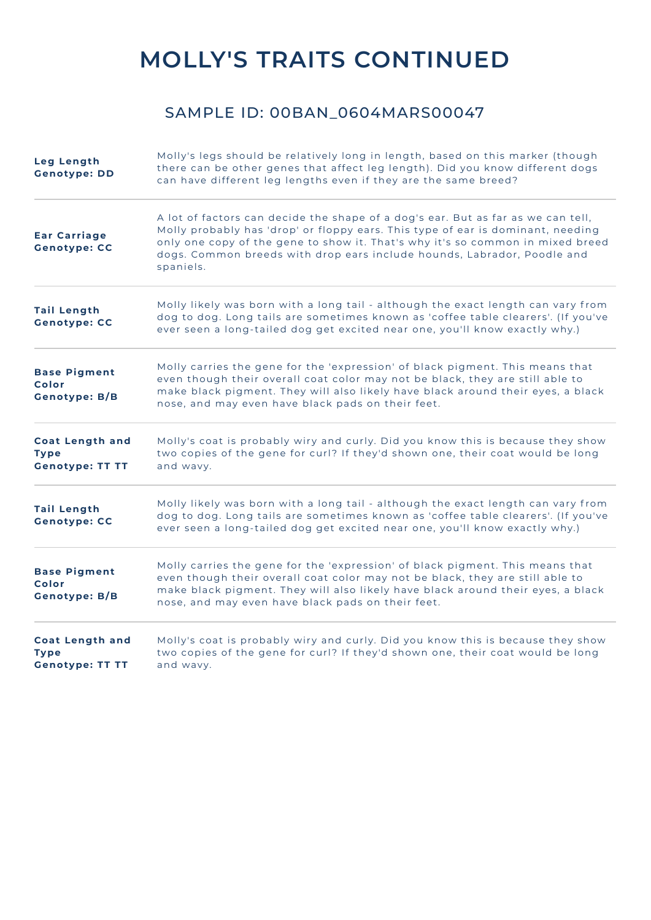# MOLLY'S TRAITS CONTINUED

## SAMPLE ID: 00BAN_0604MARS00047

| Trait | Description |
| --- | --- |
| **Leg Length Genotype: DD** | Molly's legs should be relatively long in length, based on this marker (though there can be other genes that affect leg length). Did you know different dogs can have different leg lengths even if they are the same breed? |
| **Ear Carriage Genotype: CC** | A lot of factors can decide the shape of a dog's ear. But as far as we can tell, Molly probably has 'drop' or floppy ears. This type of ear is dominant, needing only one copy of the gene to show it. That's why it's so common in mixed breed dogs. Common breeds with drop ears include hounds, Labrador, Poodle and spaniels. |
| **Tail Length Genotype: CC** | Molly likely was born with a long tail - although the exact length can vary from dog to dog. Long tails are sometimes known as 'coffee table clearers'. (If you've ever seen a long-tailed dog get excited near one, you'll know exactly why.) |
| **Base Pigment Color Genotype: B/B** | Molly carries the gene for the 'expression' of black pigment. This means that even though their overall coat color may not be black, they are still able to make black pigment. They will also likely have black around their eyes, a black nose, and may even have black pads on their feet. |
| **Coat Length and Type Genotype: TT TT** | Molly's coat is probably wiry and curly. Did you know this is because they show two copies of the gene for curl? If they'd shown one, their coat would be long and wavy. |
| **Tail Length Genotype: CC** | Molly likely was born with a long tail - although the exact length can vary from dog to dog. Long tails are sometimes known as 'coffee table clearers'. (If you've ever seen a long-tailed dog get excited near one, you'll know exactly why.) |
| **Base Pigment Color Genotype: B/B** | Molly carries the gene for the 'expression' of black pigment. This means that even though their overall coat color may not be black, they are still able to make black pigment. They will also likely have black around their eyes, a black nose, and may even have black pads on their feet. |
| **Coat Length and Type Genotype: TT TT** | Molly's coat is probably wiry and curly. Did you know this is because they show two copies of the gene for curl? If they'd shown one, their coat would be long and wavy. |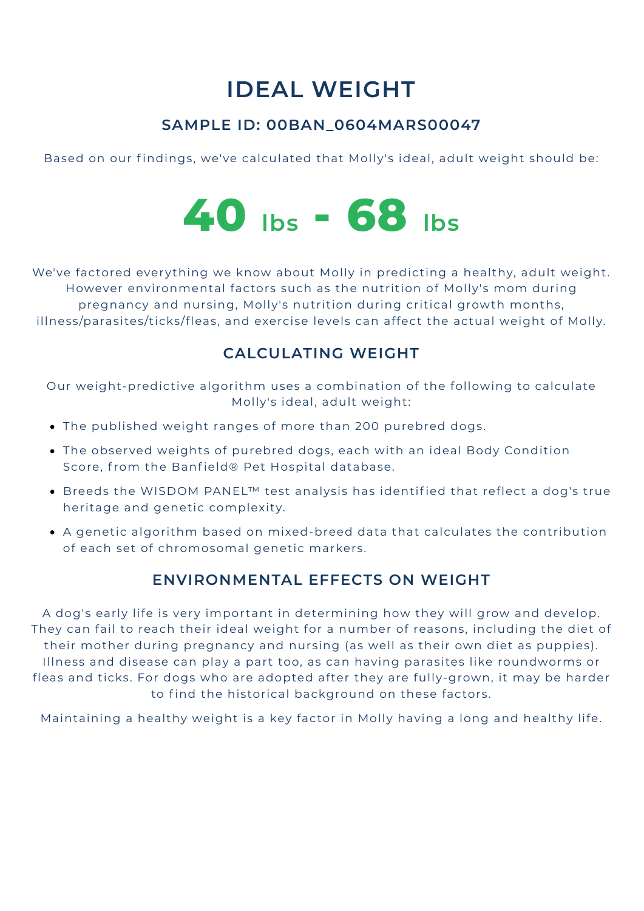# IDEAL WEIGHT

## SAMPLE ID: 00BAN_0604MARS00047

Based on our findings, we've calculated that Molly's ideal, adult weight should be:

**40 lbs - 68 lbs**

We've factored everything we know about Molly in predicting a healthy, adult weight. However environmental factors such as the nutrition of Molly's mom during pregnancy and nursing, Molly's nutrition during critical growth months, illness/parasites/ticks/fleas, and exercise levels can affect the actual weight of Molly.

## CALCULATING WEIGHT

Our weight-predictive algorithm uses a combination of the following to calculate Molly's ideal, adult weight:

- The published weight ranges of more than 200 purebred dogs.
- The observed weights of purebred dogs, each with an ideal Body Condition Score, from the Banfield® Pet Hospital database.
- Breeds the WISDOM PANEL™ test analysis has identified that reflect a dog's true heritage and genetic complexity.
- A genetic algorithm based on mixed-breed data that calculates the contribution of each set of chromosomal genetic markers.

## ENVIRONMENTAL EFFECTS ON WEIGHT

A dog's early life is very important in determining how they will grow and develop. They can fail to reach their ideal weight for a number of reasons, including the diet of their mother during pregnancy and nursing (as well as their own diet as puppies). Illness and disease can play a part too, as can having parasites like roundworms or fleas and ticks. For dogs who are adopted after they are fully-grown, it may be harder to find the historical background on these factors.

Maintaining a healthy weight is a key factor in Molly having a long and healthy life.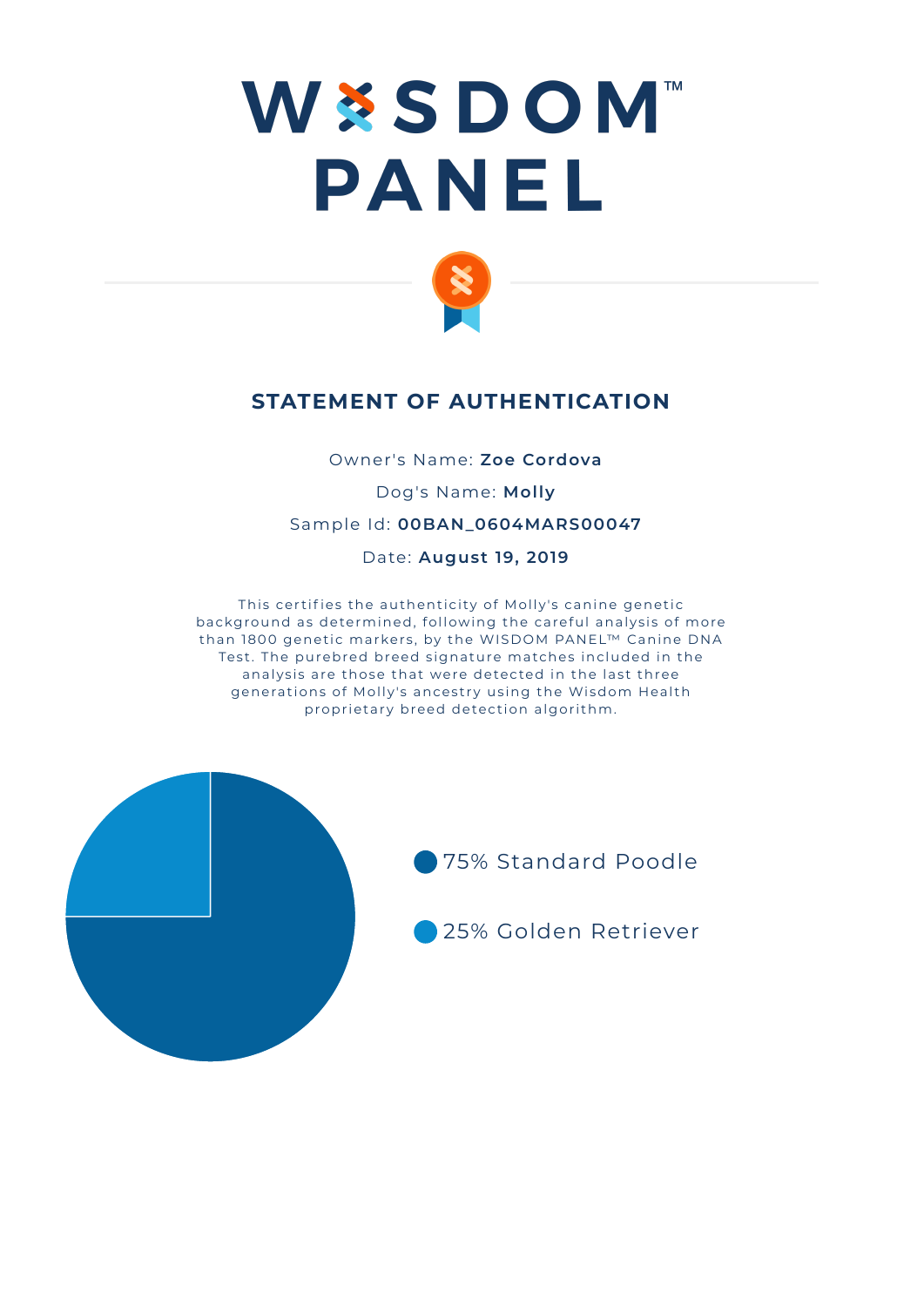# WISDOM PANEL™

## STATEMENT OF AUTHENTICATION

Owner's Name: **Zoe Cordova**

Dog's Name: **Molly**

Sample Id: **00BAN_0604MARS00047**

Date: **August 19, 2019**

This certifies the authenticity of Molly's canine genetic background as determined, following the careful analysis of more than 1800 genetic markers, by the WISDOM PANEL™ Canine DNA Test. The purebred breed signature matches included in the analysis are those that were detected in the last three generations of Molly's ancestry using the Wisdom Health proprietary breed detection algorithm.

75% Standard Poodle

25% Golden Retriever